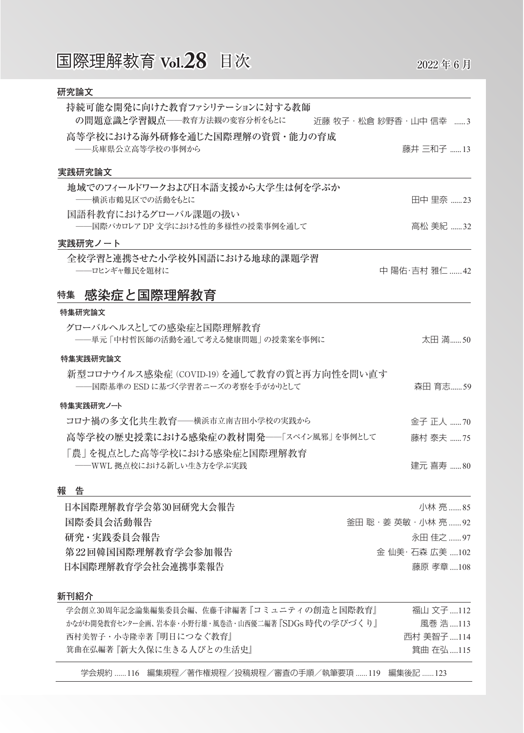# 国際理解教育 Vol.28 目次

2022年6月

## 研究論文

持続可能な開発に向けた教育ファシリテーションに対する教師の問題意識と学習観点──教育方法観の変容分析をもとに　近藤 牧子・松倉 紗野香・山中 信幸 ......3

高等学校における海外研修を通じた国際理解の資質・能力の育成
──兵庫県公立高等学校の事例から　藤井 三和子 ......13

## 実践研究論文

地域でのフィールドワークおよび日本語支援から大学生は何を学ぶか
──横浜市鶴見区での活動をもとに　田中 里奈 ......23

国語科教育におけるグローバル課題の扱い
──国際バカロレア DP 文学における性的多様性の授業事例を通して　高松 美紀 ......32

## 実践研究ノート

全校学習と連携させた小学校外国語における地球的課題学習
──ロヒンギャ難民を題材に　中 陽佑·吉村 雅仁 ......42

## 特集　感染症と国際理解教育

### 特集研究論文

グローバルヘルスとしての感染症と国際理解教育
──単元「中村哲医師の活動を通して考える健康問題」の授業案を事例に　太田 満......50

### 特集実践研究論文

新型コロナウイルス感染症（COVID-19）を通して教育の質と再方向性を問い直す
──国際基準の ESD に基づく学習者ニーズの考察を手がかりとして　森田 育志......59

### 特集実践研究ノート

コロナ禍の多文化共生教育──横浜市立南吉田小学校の実践から　金子 正人 ......70

高等学校の歴史授業における感染症の教材開発──「スペイン風邪」を事例として　藤村 泰夫 ......75

「農」を視点とした高等学校における感染症と国際理解教育
──WWL 拠点校における新しい生き方を学ぶ実践　建元 喜寿 ......80

## 報　告

日本国際理解教育学会第30回研究大会報告　小林 亮 ......85

国際委員会活動報告　釜田 聡・姜 英敏・小林 亮 ......92

研究・実践委員会報告　永田 佳之 ......97

第22回韓国国際理解教育学会参加報告　金 仙美·石森 広美 ....102

日本国際理解教育学会社会連携事業報告　藤原 孝章 ....108

## 新刊紹介

学会創立30周年記念論集編集委員会編、佐藤千津編著『コミュニティの創造と国際教育』　福山 文子 ....112

かながわ開発教育センター企画、岩本泰・小野行雄・風巻浩・山西優二編著『SDGs 時代の学びづくり』　風巻 浩 ....113

西村美智子・小寺隆幸著『明日につなぐ教育』　西村 美智子 ....114

箕曲在弘編著『新大久保に生きる人びとの生活史』　箕曲 在弘 ....115

学会規約 ......116　編集規程／著作権規程／投稿規程／審査の手順／執筆要項 ......119　編集後記 ......123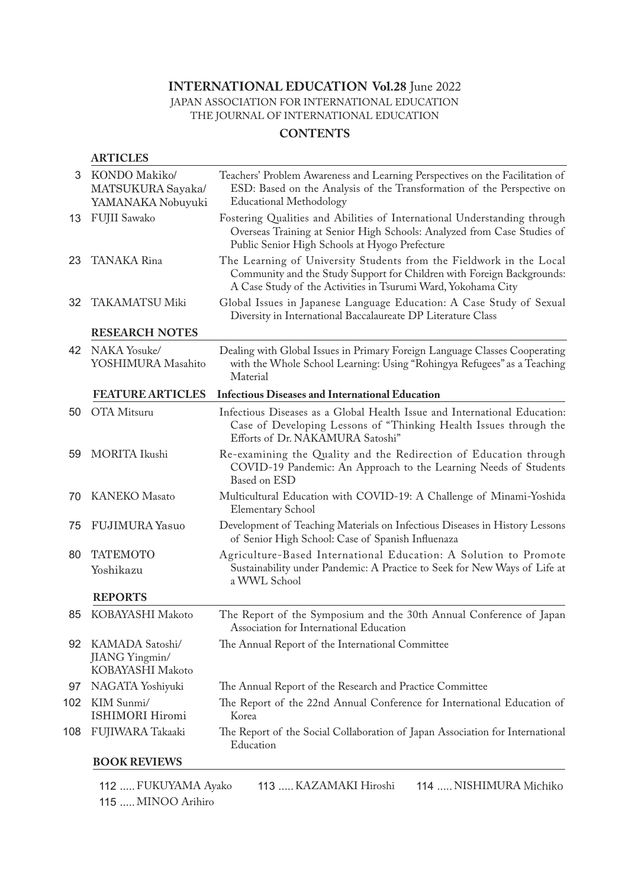# INTERNATIONAL EDUCATION Vol.28 June 2022

JAPAN ASSOCIATION FOR INTERNATIONAL EDUCATION
THE JOURNAL OF INTERNATIONAL EDUCATION

## CONTENTS

### ARTICLES

| | | |
|---|---|---|
| 3 | KONDO Makiko/ MATSUKURA Sayaka/ YAMANAKA Nobuyuki | Teachers' Problem Awareness and Learning Perspectives on the Facilitation of ESD: Based on the Analysis of the Transformation of the Perspective on Educational Methodology |
| 13 | FUJII Sawako | Fostering Qualities and Abilities of International Understanding through Overseas Training at Senior High Schools: Analyzed from Case Studies of Public Senior High Schools at Hyogo Prefecture |
| 23 | TANAKA Rina | The Learning of University Students from the Fieldwork in the Local Community and the Study Support for Children with Foreign Backgrounds: A Case Study of the Activities in Tsurumi Ward, Yokohama City |
| 32 | TAKAMATSU Miki | Global Issues in Japanese Language Education: A Case Study of Sexual Diversity in International Baccalaureate DP Literature Class |

### RESEARCH NOTES

| | | |
|---|---|---|
| 42 | NAKA Yosuke/ YOSHIMURA Masahito | Dealing with Global Issues in Primary Foreign Language Classes Cooperating with the Whole School Learning: Using "Rohingya Refugees" as a Teaching Material |

### FEATURE ARTICLES — Infectious Diseases and International Education

| | | |
|---|---|---|
| 50 | OTA Mitsuru | Infectious Diseases as a Global Health Issue and International Education: Case of Developing Lessons of "Thinking Health Issues through the Efforts of Dr. NAKAMURA Satoshi" |
| 59 | MORITA Ikushi | Re-examining the Quality and the Redirection of Education through COVID-19 Pandemic: An Approach to the Learning Needs of Students Based on ESD |
| 70 | KANEKO Masato | Multicultural Education with COVID-19: A Challenge of Minami-Yoshida Elementary School |
| 75 | FUJIMURA Yasuo | Development of Teaching Materials on Infectious Diseases in History Lessons of Senior High School: Case of Spanish Influenaza |
| 80 | TATEMOTO Yoshikazu | Agriculture-Based International Education: A Solution to Promote Sustainability under Pandemic: A Practice to Seek for New Ways of Life at a WWL School |

### REPORTS

| | | |
|---|---|---|
| 85 | KOBAYASHI Makoto | The Report of the Symposium and the 30th Annual Conference of Japan Association for International Education |
| 92 | KAMADA Satoshi/ JIANG Yingmin/ KOBAYASHI Makoto | The Annual Report of the International Committee |
| 97 | NAGATA Yoshiyuki | The Annual Report of the Research and Practice Committee |
| 102 | KIM Sunmi/ ISHIMORI Hiromi | The Report of the 22nd Annual Conference for International Education of Korea |
| 108 | FUJIWARA Takaaki | The Report of the Social Collaboration of Japan Association for International Education |

### BOOK REVIEWS

112 ..... FUKUYAMA Ayako
113 ..... KAZAMAKI Hiroshi
114 ..... NISHIMURA Michiko
115 ..... MINOO Arihiro